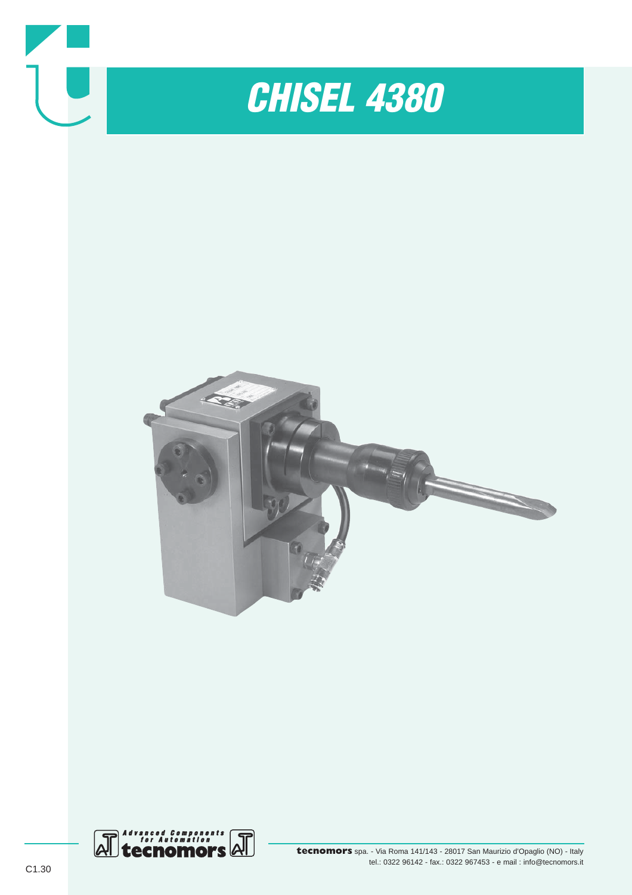# CHISEL 4380

Advanced Components for Automation
tecnomors

**tecnomors** spa. - Via Roma 141/143 - 28017 San Maurizio d'Opaglio (NO) - Italy
tel.: 0322 96142 - fax.: 0322 967453 - e mail : info@tecnomors.it

C1.30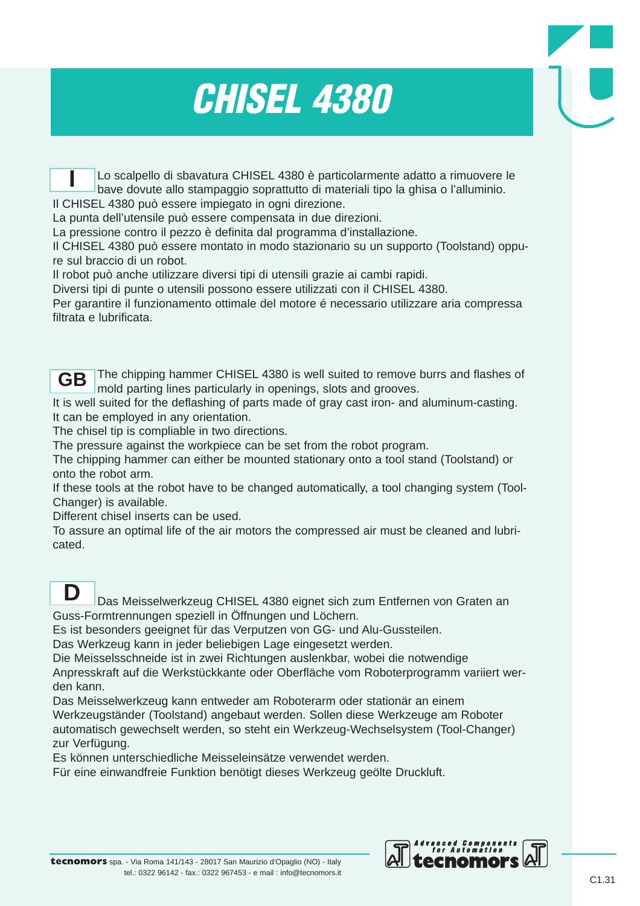# CHISEL 4380

**I**

Lo scalpello di sbavatura CHISEL 4380 è particolarmente adatto a rimuovere le bave dovute allo stampaggio soprattutto di materiali tipo la ghisa o l'alluminio.
Il CHISEL 4380 può essere impiegato in ogni direzione.
La punta dell'utensile può essere compensata in due direzioni.
La pressione contro il pezzo è definita dal programma d'installazione.
Il CHISEL 4380 può essere montato in modo stazionario su un supporto (Toolstand) oppure sul braccio di un robot.
Il robot può anche utilizzare diversi tipi di utensili grazie ai cambi rapidi.
Diversi tipi di punte o utensili possono essere utilizzati con il CHISEL 4380.
Per garantire il funzionamento ottimale del motore é necessario utilizzare aria compressa filtrata e lubrificata.

**GB**

The chipping hammer CHISEL 4380 is well suited to remove burrs and flashes of mold parting lines particularly in openings, slots and grooves.
It is well suited for the deflashing of parts made of gray cast iron- and aluminum-casting.
It can be employed in any orientation.
The chisel tip is compliable in two directions.
The pressure against the workpiece can be set from the robot program.
The chipping hammer can either be mounted stationary onto a tool stand (Toolstand) or onto the robot arm.
If these tools at the robot have to be changed automatically, a tool changing system (Tool-Changer) is available.
Different chisel inserts can be used.
To assure an optimal life of the air motors the compressed air must be cleaned and lubricated.

**D**

Das Meisselwerkzeug CHISEL 4380 eignet sich zum Entfernen von Graten an Guss-Formtrennungen speziell in Öffnungen und Löchern.
Es ist besonders geeignet für das Verputzen von GG- und Alu-Gussteilen.
Das Werkzeug kann in jeder beliebigen Lage eingesetzt werden.
Die Meisselsschneide ist in zwei Richtungen auslenkbar, wobei die notwendige Anpresskraft auf die Werkstückkante oder Oberfläche vom Roboterprogramm variiert werden kann.
Das Meisselwerkzeug kann entweder am Roboterarm oder stationär an einem Werkzeugständer (Toolstand) angebaut werden. Sollen diese Werkzeuge am Roboter automatisch gewechselt werden, so steht ein Werkzeug-Wechselsystem (Tool-Changer) zur Verfügung.
Es können unterschiedliche Meisseleinsätze verwendet werden.
Für eine einwandfreie Funktion benötigt dieses Werkzeug geölte Druckluft.

**tecnomors** spa. - Via Roma 141/143 - 28017 San Maurizio d'Opaglio (NO) - Italy
tel.: 0322 96142 - fax.: 0322 967453 - e mail : info@tecnomors.it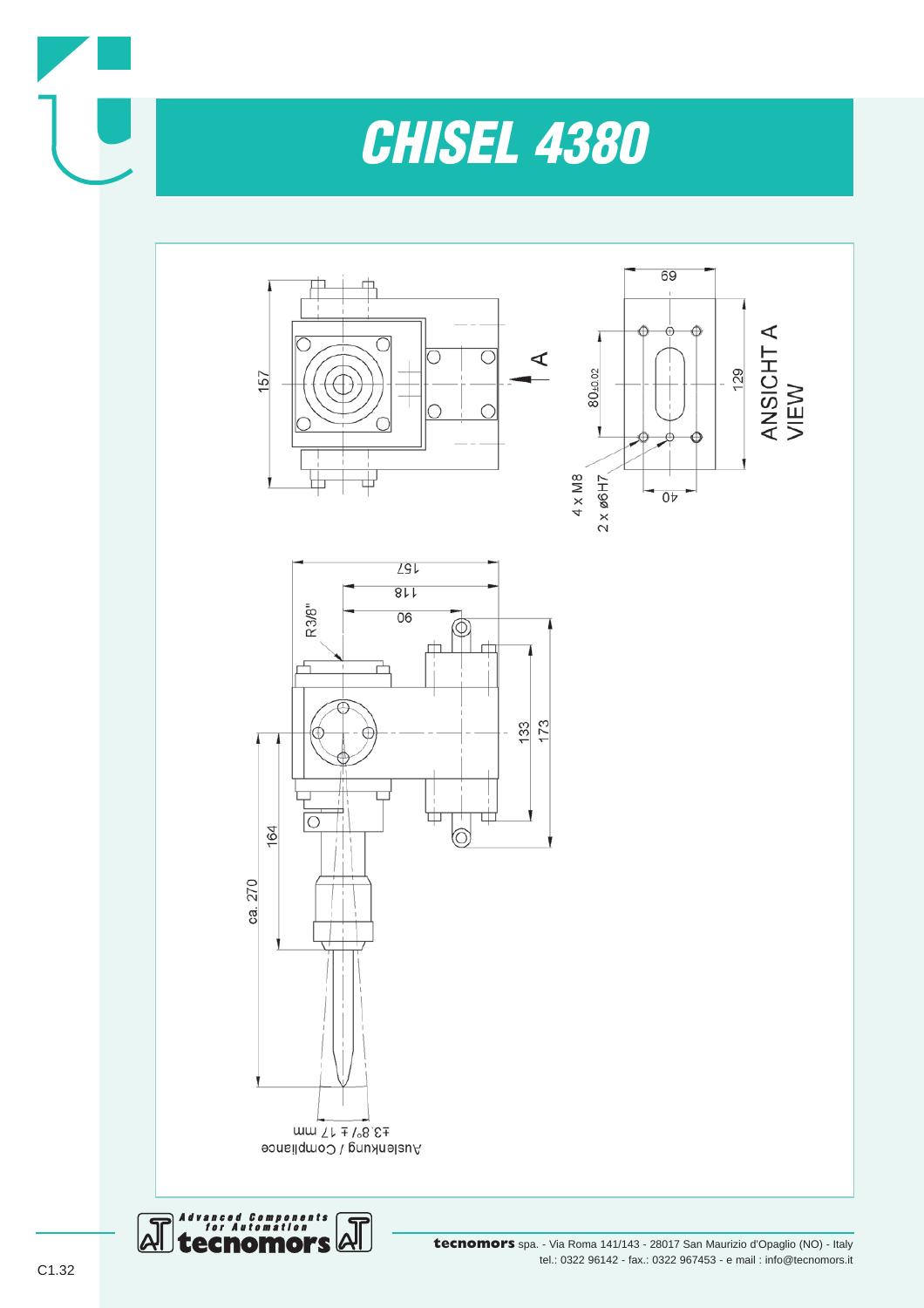# CHISEL 4380

157

A

69

80±0.02

129

ANSICHT A
VIEW

4 x M8

2 x ø6H7

40

157

118

90

R3/8"

133

173

164

ca. 270

±3.8°/± 17 mm

Auslenkung / Compliance

tecnomors spa. - Via Roma 141/143 - 28017 San Maurizio d'Opaglio (NO) - Italy
tel.: 0322 96142 - fax.: 0322 967453 - e mail : info@tecnomors.it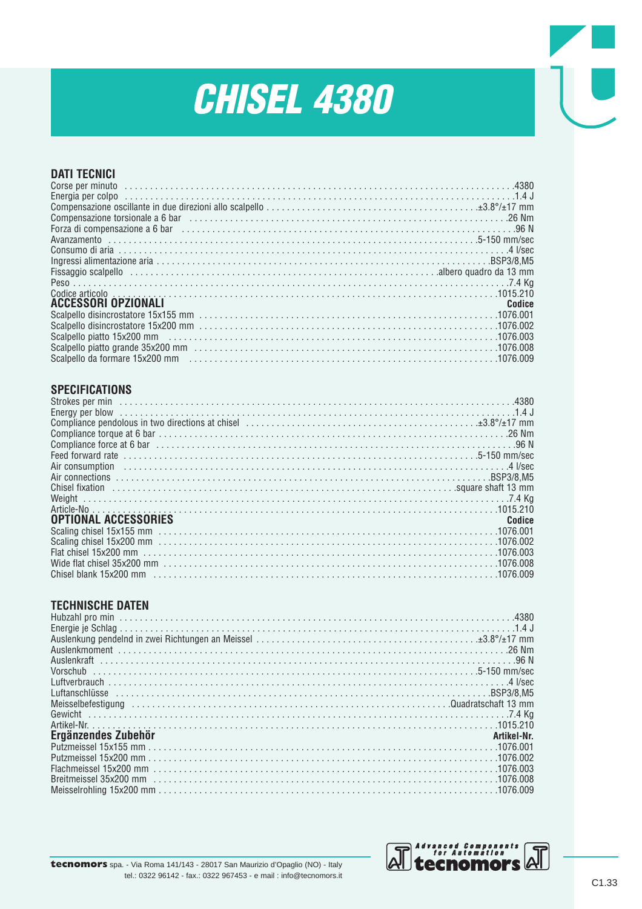# CHISEL 4380

## DATI TECNICI

| | |
|---|---|
| Corse per minuto | 4380 |
| Energia per colpo | 1.4 J |
| Compensazione oscillante in due direzioni allo scalpello | ±3.8°/±17 mm |
| Compensazione torsionale a 6 bar | 26 Nm |
| Forza di compensazione a 6 bar | 96 N |
| Avanzamento | 5-150 mm/sec |
| Consumo di aria | 4 l/sec |
| Ingressi alimentazione aria | BSP3/8,M5 |
| Fissaggio scalpello | albero quadro da 13 mm |
| Peso | 7.4 Kg |
| Codice articolo | 1015.210 |

## ACCESSORI OPZIONALI

| | Codice |
|---|---|
| Scalpello disincrostatore 15x155 mm | 1076.001 |
| Scalpello disincrostatore 15x200 mm | 1076.002 |
| Scalpello piatto 15x200 mm | 1076.003 |
| Scalpello piatto grande 35x200 mm | 1076.008 |
| Scalpello da formare 15x200 mm | 1076.009 |

## SPECIFICATIONS

| | |
|---|---|
| Strokes per min | 4380 |
| Energy per blow | 1.4 J |
| Compliance pendolous in two directions at chisel | ±3.8°/±17 mm |
| Compliance torque at 6 bar | 26 Nm |
| Compliance force at 6 bar | 96 N |
| Feed forward rate | 5-150 mm/sec |
| Air consumption | 4 l/sec |
| Air connections | BSP3/8,M5 |
| Chisel fixation | square shaft 13 mm |
| Weight | 7.4 Kg |
| Article-No | 1015.210 |

## OPTIONAL ACCESSORIES

| | Codice |
|---|---|
| Scaling chisel 15x155 mm | 1076.001 |
| Scaling chisel 15x200 mm | 1076.002 |
| Flat chisel 15x200 mm | 1076.003 |
| Wide flat chisel 35x200 mm | 1076.008 |
| Chisel blank 15x200 mm | 1076.009 |

## TECHNISCHE DATEN

| | |
|---|---|
| Hubzahl pro min | 4380 |
| Energie je Schlag | 1.4 J |
| Auslenkung pendelnd in zwei Richtungen an Meissel | ±3.8°/±17 mm |
| Auslenkmoment | 26 Nm |
| Auslenkraft | 96 N |
| Vorschub | 5-150 mm/sec |
| Luftverbrauch | 4 l/sec |
| Luftanschlüsse | BSP3/8,M5 |
| Meisselbefestigung | Quadratschaft 13 mm |
| Gewicht | 7.4 Kg |
| Artikel-Nr. | 1015.210 |

## Ergänzendes Zubehör

| | Artikel-Nr. |
|---|---|
| Putzmeissel 15x155 mm | 1076.001 |
| Putzmeissel 15x200 mm | 1076.002 |
| Flachmeissel 15x200 mm | 1076.003 |
| Breitmeissel 35x200 mm | 1076.008 |
| Meisselrohling 15x200 mm | 1076.009 |

**tecnomors** spa. - Via Roma 141/143 - 28017 San Maurizio d'Opaglio (NO) - Italy
tel.: 0322 96142 - fax.: 0322 967453 - e mail : info@tecnomors.it

Advanced Components for Automation tecnomors